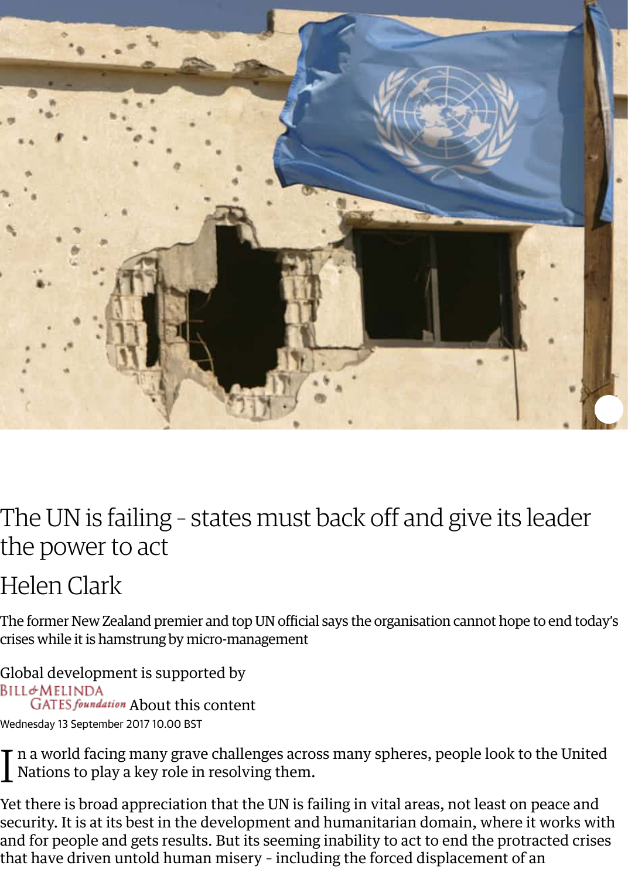# The UN is failing – states must back off and give its leader the power to act

## Helen Clark

The former New Zealand premier and top UN official says the organisation cannot hope to end today's crises while it is hamstrung by micro-management

Global development is supported by BILL & MELINDA GATES foundation About this content

Wednesday 13 September 2017 10.00 BST

In a world facing many grave challenges across many spheres, people look to the United Nations to play a key role in resolving them.

Yet there is broad appreciation that the UN is failing in vital areas, not least on peace and security. It is at its best in the development and humanitarian domain, where it works with and for people and gets results. But its seeming inability to act to end the protracted crises that have driven untold human misery – including the forced displacement of an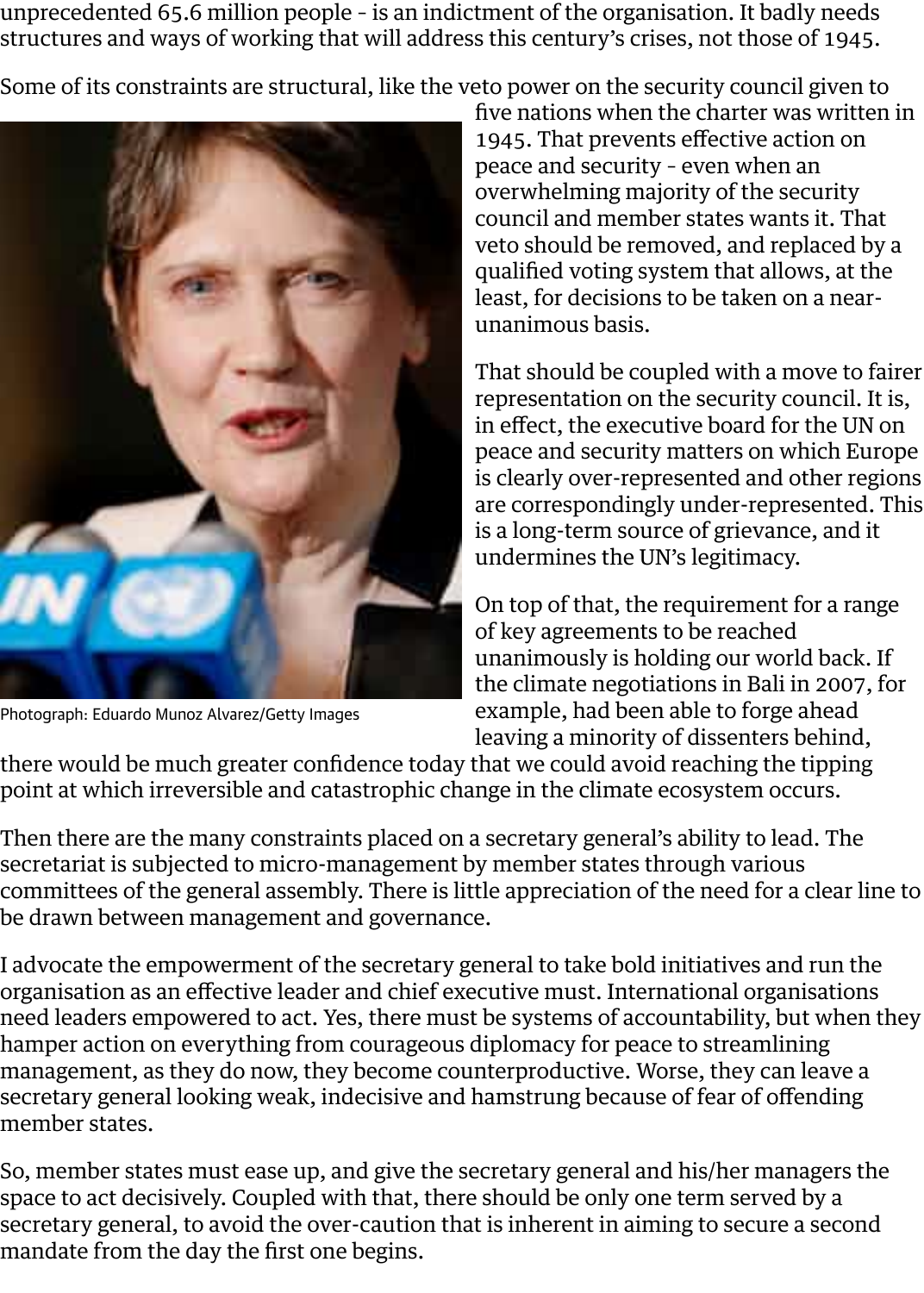unprecedented 65.6 million people - is an indictment of the organisation. It badly needs structures and ways of working that will address this century's crises, not those of 1945.

Some of its constraints are structural, like the veto power on the security council given to five nations when the charter was written in 1945. That prevents effective action on peace and security - even when an overwhelming majority of the security council and member states wants it. That veto should be removed, and replaced by a qualified voting system that allows, at the least, for decisions to be taken on a near-unanimous basis.

Photograph: Eduardo Munoz Alvarez/Getty Images

That should be coupled with a move to fairer representation on the security council. It is, in effect, the executive board for the UN on peace and security matters on which Europe is clearly over-represented and other regions are correspondingly under-represented. This is a long-term source of grievance, and it undermines the UN's legitimacy.

On top of that, the requirement for a range of key agreements to be reached unanimously is holding our world back. If the climate negotiations in Bali in 2007, for example, had been able to forge ahead leaving a minority of dissenters behind, there would be much greater confidence today that we could avoid reaching the tipping point at which irreversible and catastrophic change in the climate ecosystem occurs.

Then there are the many constraints placed on a secretary general's ability to lead. The secretariat is subjected to micro-management by member states through various committees of the general assembly. There is little appreciation of the need for a clear line to be drawn between management and governance.

I advocate the empowerment of the secretary general to take bold initiatives and run the organisation as an effective leader and chief executive must. International organisations need leaders empowered to act. Yes, there must be systems of accountability, but when they hamper action on everything from courageous diplomacy for peace to streamlining management, as they do now, they become counterproductive. Worse, they can leave a secretary general looking weak, indecisive and hamstrung because of fear of offending member states.

So, member states must ease up, and give the secretary general and his/her managers the space to act decisively. Coupled with that, there should be only one term served by a secretary general, to avoid the over-caution that is inherent in aiming to secure a second mandate from the day the first one begins.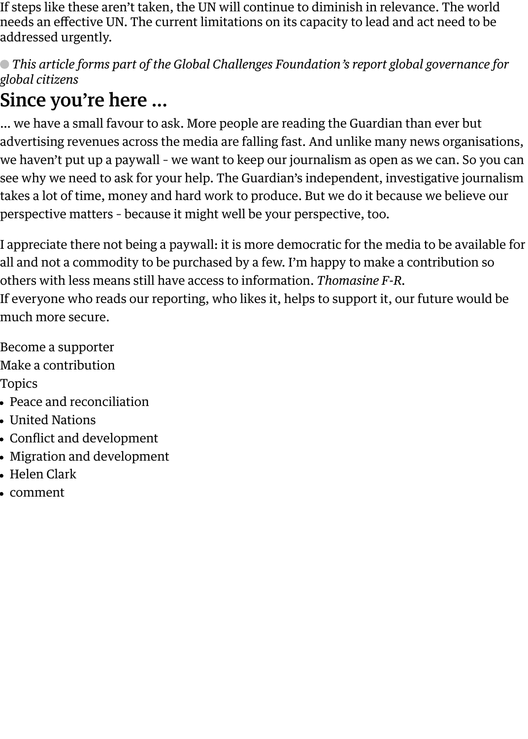If steps like these aren't taken, the UN will continue to diminish in relevance. The world needs an effective UN. The current limitations on its capacity to lead and act need to be addressed urgently.

● *This article forms part of the Global Challenges Foundation's report global governance for global citizens*

## Since you're here ...

... we have a small favour to ask. More people are reading the Guardian than ever but advertising revenues across the media are falling fast. And unlike many news organisations, we haven't put up a paywall - we want to keep our journalism as open as we can. So you can see why we need to ask for your help. The Guardian's independent, investigative journalism takes a lot of time, money and hard work to produce. But we do it because we believe our perspective matters - because it might well be your perspective, too.

I appreciate there not being a paywall: it is more democratic for the media to be available for all and not a commodity to be purchased by a few. I'm happy to make a contribution so others with less means still have access to information. *Thomasine F-R.*
If everyone who reads our reporting, who likes it, helps to support it, our future would be much more secure.

Become a supporter
Make a contribution
Topics

- Peace and reconciliation
- United Nations
- Conflict and development
- Migration and development
- Helen Clark
- comment